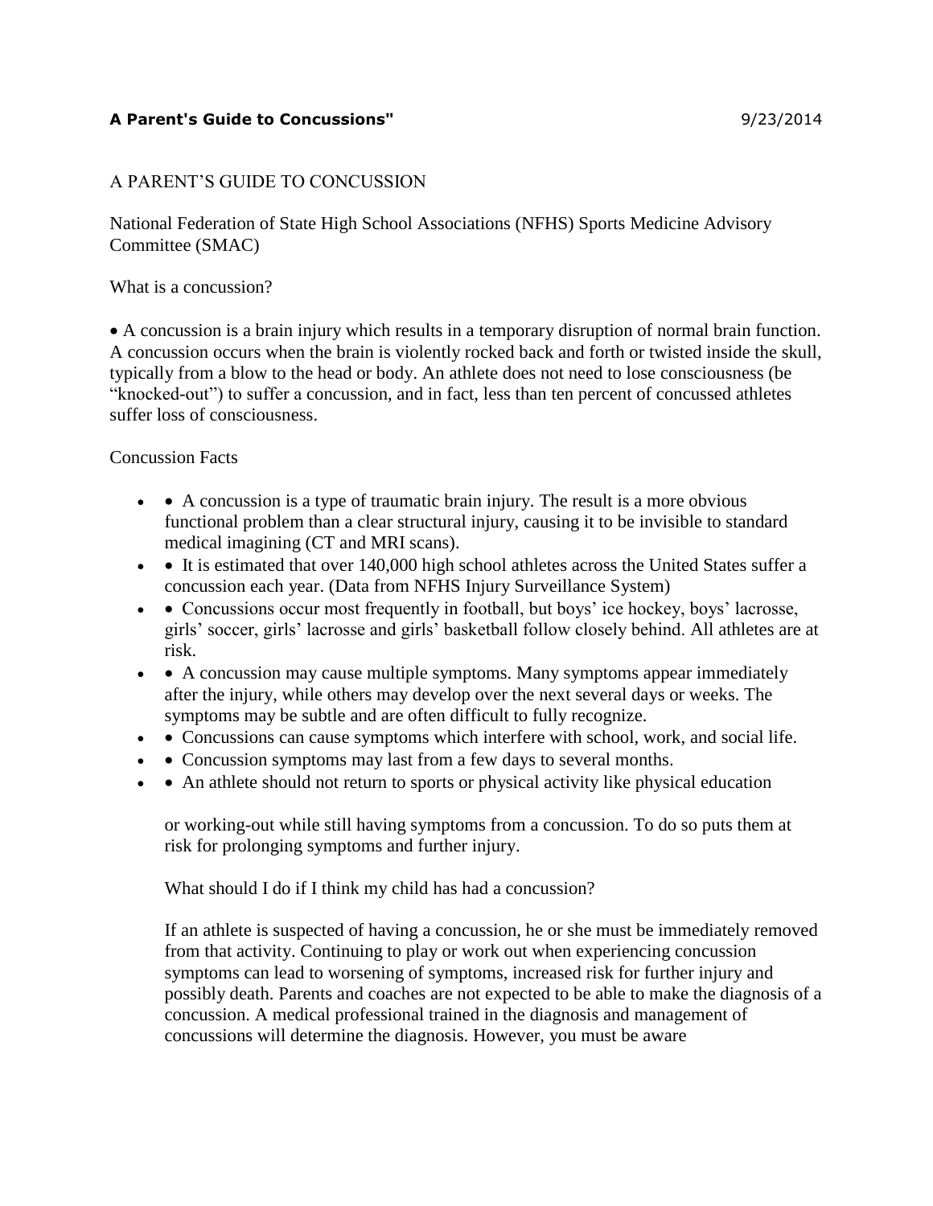**A Parent's Guide to Concussions"** 9/23/2014

A PARENT'S GUIDE TO CONCUSSION

National Federation of State High School Associations (NFHS) Sports Medicine Advisory Committee (SMAC)

What is a concussion?

• A concussion is a brain injury which results in a temporary disruption of normal brain function. A concussion occurs when the brain is violently rocked back and forth or twisted inside the skull, typically from a blow to the head or body. An athlete does not need to lose consciousness (be "knocked-out") to suffer a concussion, and in fact, less than ten percent of concussed athletes suffer loss of consciousness.

Concussion Facts

- • A concussion is a type of traumatic brain injury. The result is a more obvious functional problem than a clear structural injury, causing it to be invisible to standard medical imagining (CT and MRI scans).
- • It is estimated that over 140,000 high school athletes across the United States suffer a concussion each year. (Data from NFHS Injury Surveillance System)
- • Concussions occur most frequently in football, but boys' ice hockey, boys' lacrosse, girls' soccer, girls' lacrosse and girls' basketball follow closely behind. All athletes are at risk.
- • A concussion may cause multiple symptoms. Many symptoms appear immediately after the injury, while others may develop over the next several days or weeks. The symptoms may be subtle and are often difficult to fully recognize.
- • Concussions can cause symptoms which interfere with school, work, and social life.
- • Concussion symptoms may last from a few days to several months.
- • An athlete should not return to sports or physical activity like physical education

  or working-out while still having symptoms from a concussion. To do so puts them at risk for prolonging symptoms and further injury.

  What should I do if I think my child has had a concussion?

  If an athlete is suspected of having a concussion, he or she must be immediately removed from that activity. Continuing to play or work out when experiencing concussion symptoms can lead to worsening of symptoms, increased risk for further injury and possibly death. Parents and coaches are not expected to be able to make the diagnosis of a concussion. A medical professional trained in the diagnosis and management of concussions will determine the diagnosis. However, you must be aware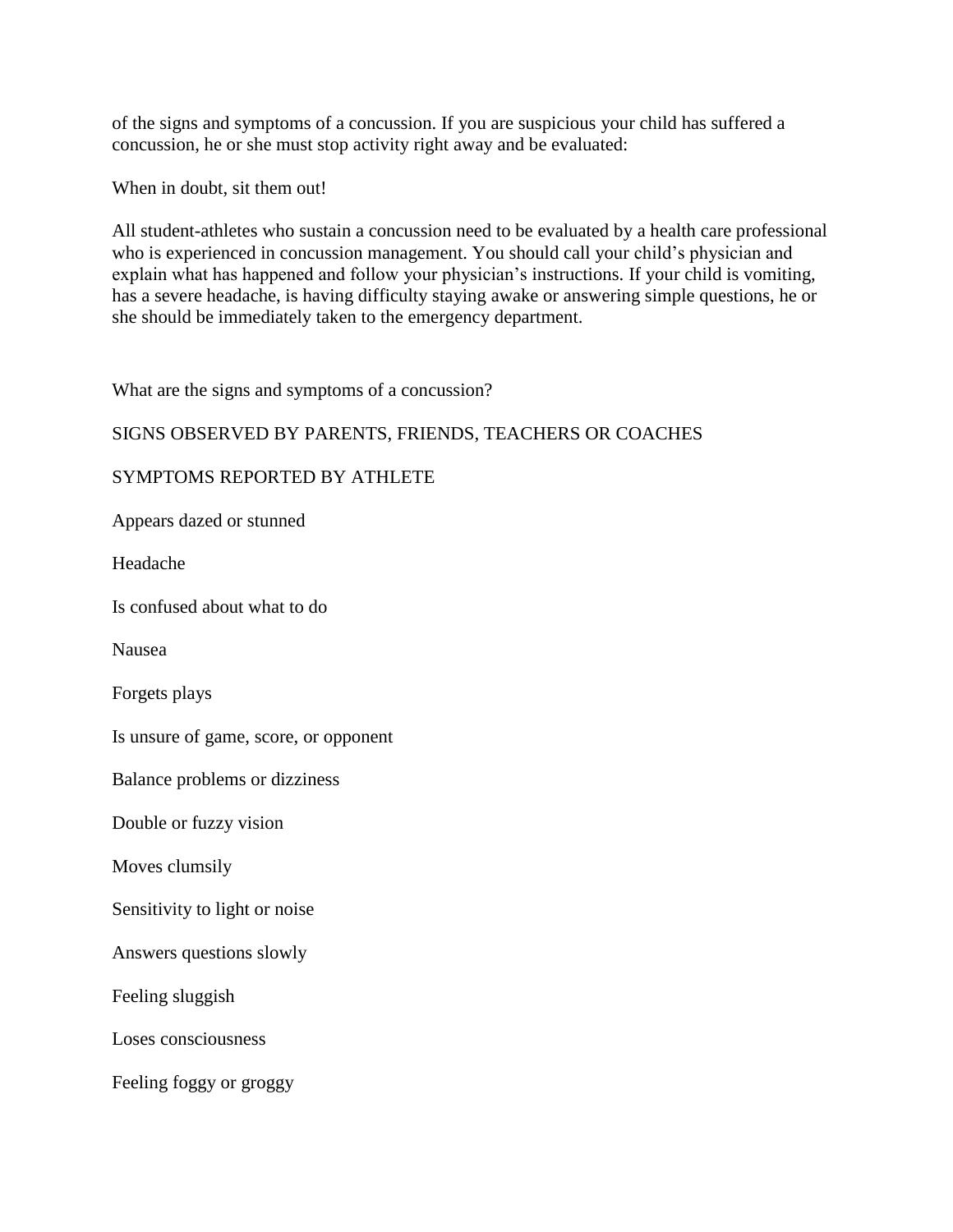of the signs and symptoms of a concussion. If you are suspicious your child has suffered a concussion, he or she must stop activity right away and be evaluated:

When in doubt, sit them out!

All student-athletes who sustain a concussion need to be evaluated by a health care professional who is experienced in concussion management. You should call your child's physician and explain what has happened and follow your physician's instructions. If your child is vomiting, has a severe headache, is having difficulty staying awake or answering simple questions, he or she should be immediately taken to the emergency department.

What are the signs and symptoms of a concussion?

SIGNS OBSERVED BY PARENTS, FRIENDS, TEACHERS OR COACHES

SYMPTOMS REPORTED BY ATHLETE

Appears dazed or stunned

Headache

Is confused about what to do

Nausea

Forgets plays

Is unsure of game, score, or opponent

Balance problems or dizziness

Double or fuzzy vision

Moves clumsily

Sensitivity to light or noise

Answers questions slowly

Feeling sluggish

Loses consciousness

Feeling foggy or groggy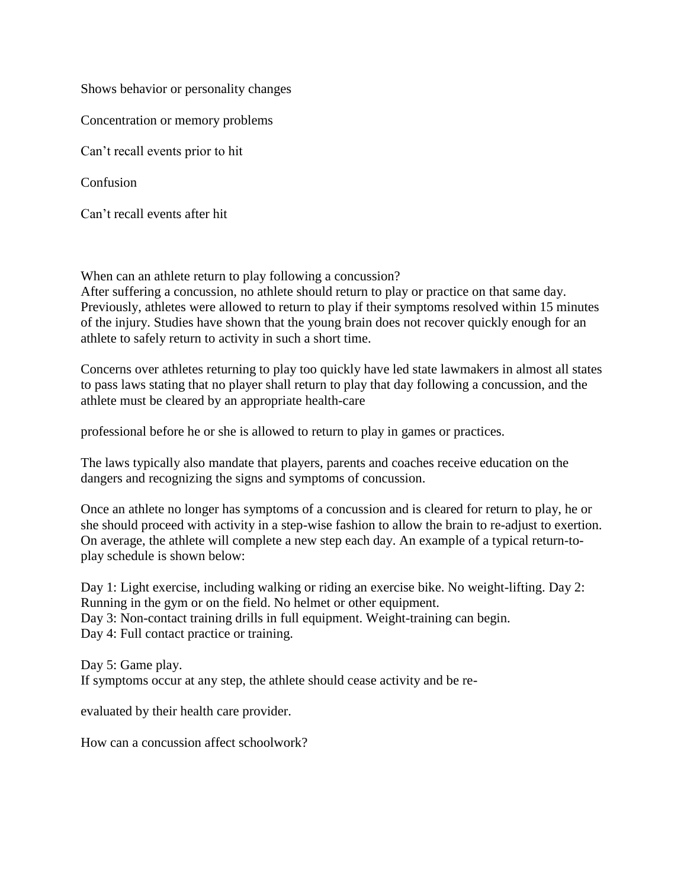Shows behavior or personality changes

Concentration or memory problems

Can't recall events prior to hit

Confusion

Can't recall events after hit

When can an athlete return to play following a concussion?
After suffering a concussion, no athlete should return to play or practice on that same day. Previously, athletes were allowed to return to play if their symptoms resolved within 15 minutes of the injury. Studies have shown that the young brain does not recover quickly enough for an athlete to safely return to activity in such a short time.

Concerns over athletes returning to play too quickly have led state lawmakers in almost all states to pass laws stating that no player shall return to play that day following a concussion, and the athlete must be cleared by an appropriate health-care professional before he or she is allowed to return to play in games or practices.

The laws typically also mandate that players, parents and coaches receive education on the dangers and recognizing the signs and symptoms of concussion.

Once an athlete no longer has symptoms of a concussion and is cleared for return to play, he or she should proceed with activity in a step-wise fashion to allow the brain to re-adjust to exertion. On average, the athlete will complete a new step each day. An example of a typical return-to-play schedule is shown below:

Day 1: Light exercise, including walking or riding an exercise bike. No weight-lifting.
Day 2: Running in the gym or on the field. No helmet or other equipment.
Day 3: Non-contact training drills in full equipment. Weight-training can begin.
Day 4: Full contact practice or training.

Day 5: Game play.
If symptoms occur at any step, the athlete should cease activity and be re-evaluated by their health care provider.

How can a concussion affect schoolwork?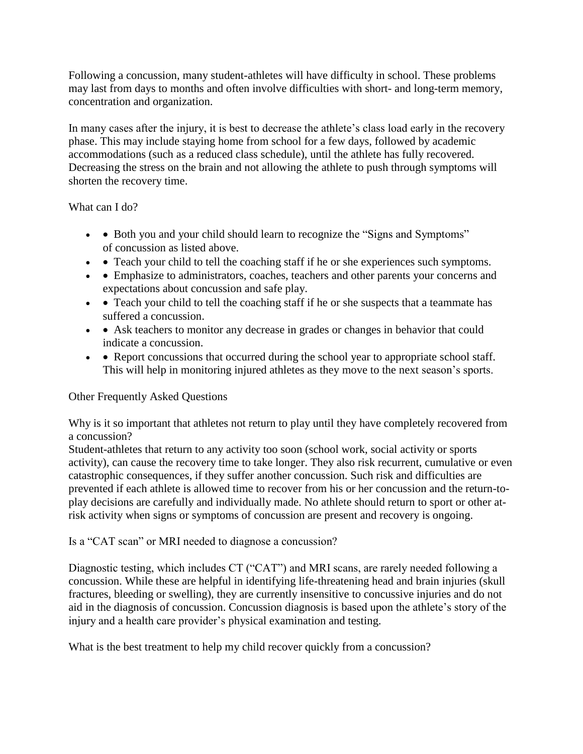Following a concussion, many student-athletes will have difficulty in school. These problems may last from days to months and often involve difficulties with short- and long-term memory, concentration and organization.

In many cases after the injury, it is best to decrease the athlete's class load early in the recovery phase. This may include staying home from school for a few days, followed by academic accommodations (such as a reduced class schedule), until the athlete has fully recovered. Decreasing the stress on the brain and not allowing the athlete to push through symptoms will shorten the recovery time.

What can I do?

- • Both you and your child should learn to recognize the "Signs and Symptoms" of concussion as listed above.
- • Teach your child to tell the coaching staff if he or she experiences such symptoms.
- • Emphasize to administrators, coaches, teachers and other parents your concerns and expectations about concussion and safe play.
- • Teach your child to tell the coaching staff if he or she suspects that a teammate has suffered a concussion.
- • Ask teachers to monitor any decrease in grades or changes in behavior that could indicate a concussion.
- • Report concussions that occurred during the school year to appropriate school staff. This will help in monitoring injured athletes as they move to the next season's sports.

Other Frequently Asked Questions

Why is it so important that athletes not return to play until they have completely recovered from a concussion?
Student-athletes that return to any activity too soon (school work, social activity or sports activity), can cause the recovery time to take longer. They also risk recurrent, cumulative or even catastrophic consequences, if they suffer another concussion. Such risk and difficulties are prevented if each athlete is allowed time to recover from his or her concussion and the return-to-play decisions are carefully and individually made. No athlete should return to sport or other at-risk activity when signs or symptoms of concussion are present and recovery is ongoing.

Is a "CAT scan" or MRI needed to diagnose a concussion?

Diagnostic testing, which includes CT ("CAT") and MRI scans, are rarely needed following a concussion. While these are helpful in identifying life-threatening head and brain injuries (skull fractures, bleeding or swelling), they are currently insensitive to concussive injuries and do not aid in the diagnosis of concussion. Concussion diagnosis is based upon the athlete's story of the injury and a health care provider's physical examination and testing.

What is the best treatment to help my child recover quickly from a concussion?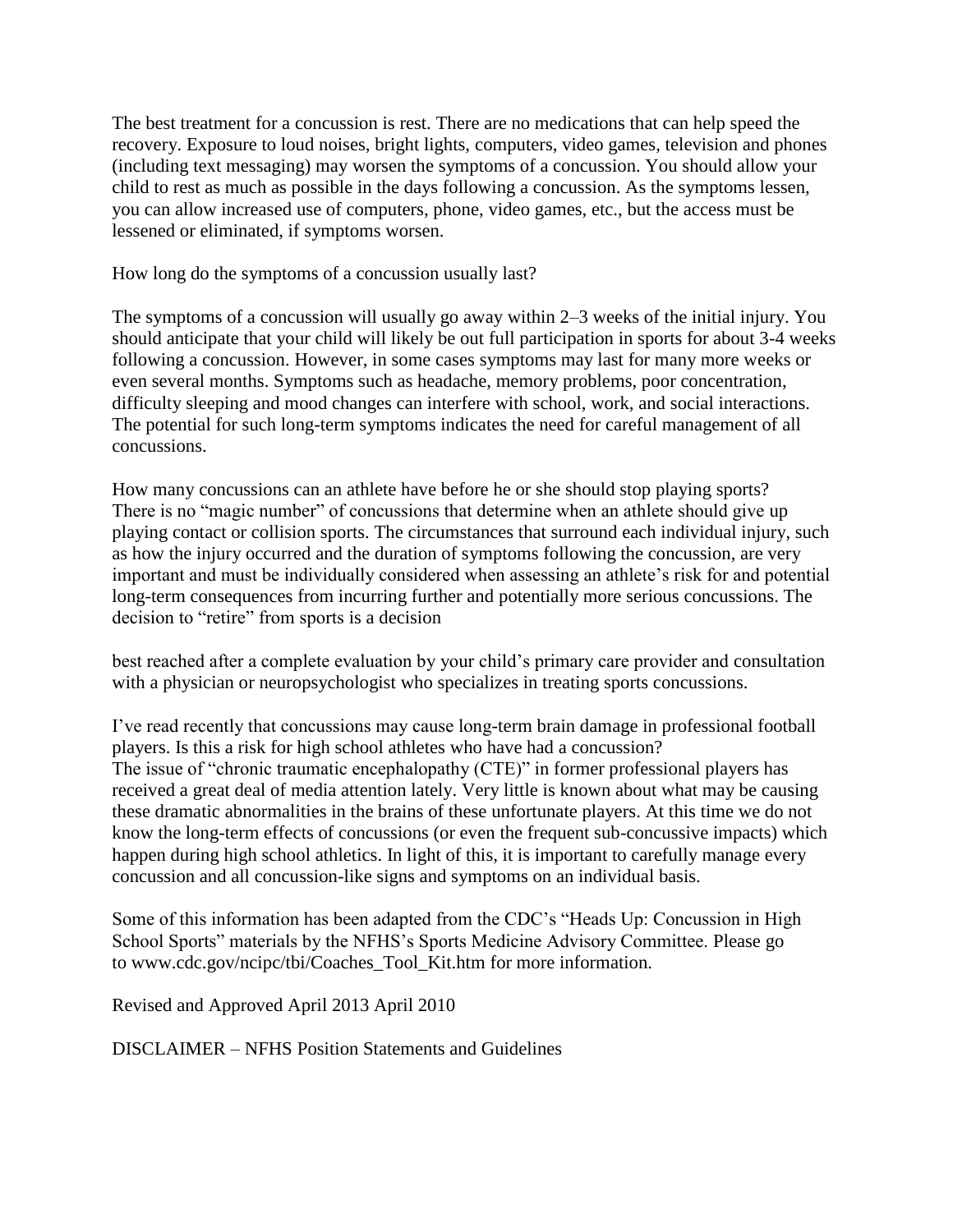The best treatment for a concussion is rest. There are no medications that can help speed the recovery. Exposure to loud noises, bright lights, computers, video games, television and phones (including text messaging) may worsen the symptoms of a concussion. You should allow your child to rest as much as possible in the days following a concussion. As the symptoms lessen, you can allow increased use of computers, phone, video games, etc., but the access must be lessened or eliminated, if symptoms worsen.

How long do the symptoms of a concussion usually last?

The symptoms of a concussion will usually go away within 2–3 weeks of the initial injury. You should anticipate that your child will likely be out full participation in sports for about 3-4 weeks following a concussion. However, in some cases symptoms may last for many more weeks or even several months. Symptoms such as headache, memory problems, poor concentration, difficulty sleeping and mood changes can interfere with school, work, and social interactions. The potential for such long-term symptoms indicates the need for careful management of all concussions.

How many concussions can an athlete have before he or she should stop playing sports?
There is no "magic number" of concussions that determine when an athlete should give up playing contact or collision sports. The circumstances that surround each individual injury, such as how the injury occurred and the duration of symptoms following the concussion, are very important and must be individually considered when assessing an athlete's risk for and potential long-term consequences from incurring further and potentially more serious concussions. The decision to "retire" from sports is a decision

best reached after a complete evaluation by your child's primary care provider and consultation with a physician or neuropsychologist who specializes in treating sports concussions.

I've read recently that concussions may cause long-term brain damage in professional football players. Is this a risk for high school athletes who have had a concussion?
The issue of "chronic traumatic encephalopathy (CTE)" in former professional players has received a great deal of media attention lately. Very little is known about what may be causing these dramatic abnormalities in the brains of these unfortunate players. At this time we do not know the long-term effects of concussions (or even the frequent sub-concussive impacts) which happen during high school athletics. In light of this, it is important to carefully manage every concussion and all concussion-like signs and symptoms on an individual basis.

Some of this information has been adapted from the CDC's "Heads Up: Concussion in High School Sports" materials by the NFHS's Sports Medicine Advisory Committee. Please go to www.cdc.gov/ncipc/tbi/Coaches_Tool_Kit.htm for more information.

Revised and Approved April 2013 April 2010

DISCLAIMER – NFHS Position Statements and Guidelines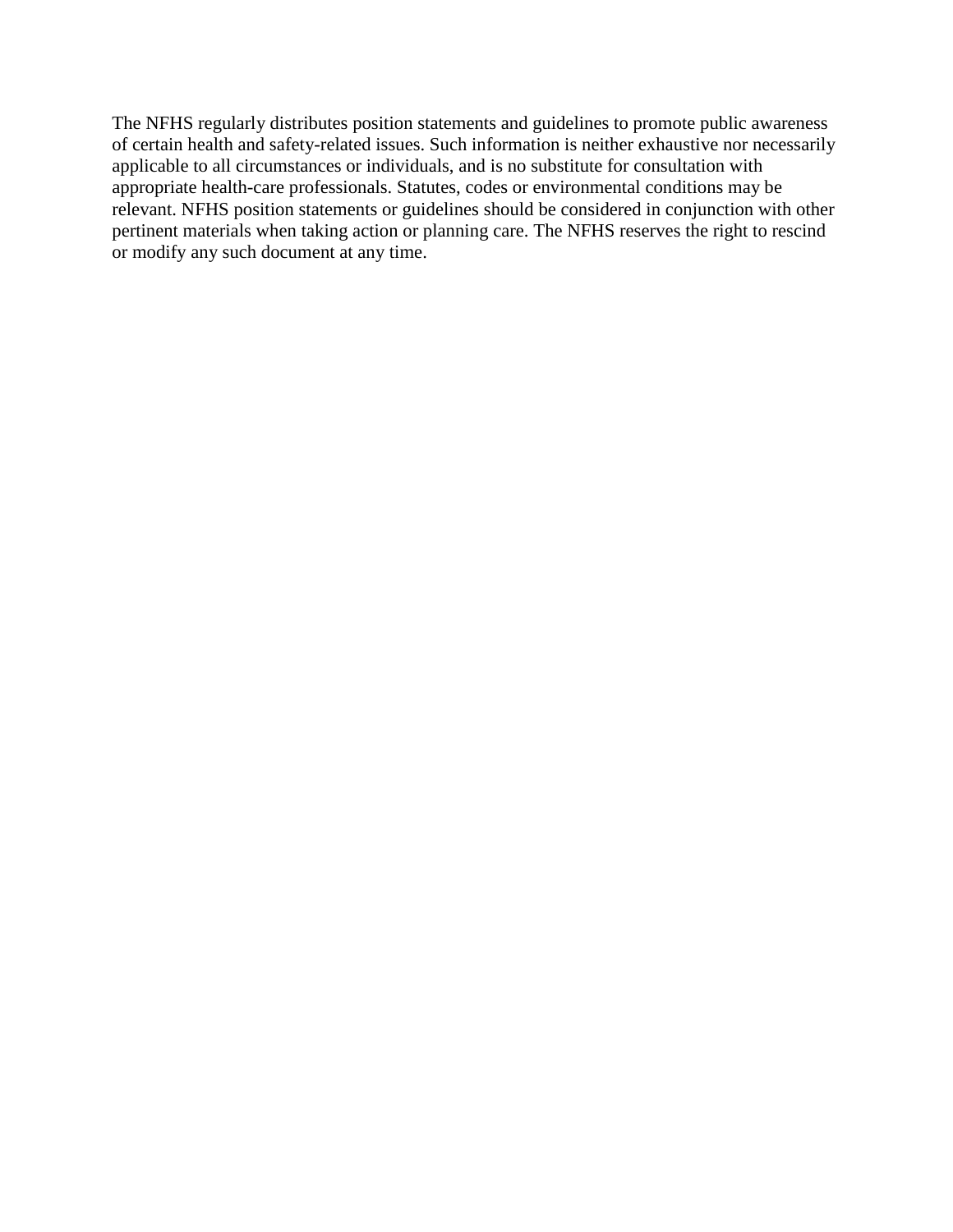The NFHS regularly distributes position statements and guidelines to promote public awareness of certain health and safety-related issues. Such information is neither exhaustive nor necessarily applicable to all circumstances or individuals, and is no substitute for consultation with appropriate health-care professionals. Statutes, codes or environmental conditions may be relevant. NFHS position statements or guidelines should be considered in conjunction with other pertinent materials when taking action or planning care. The NFHS reserves the right to rescind or modify any such document at any time.